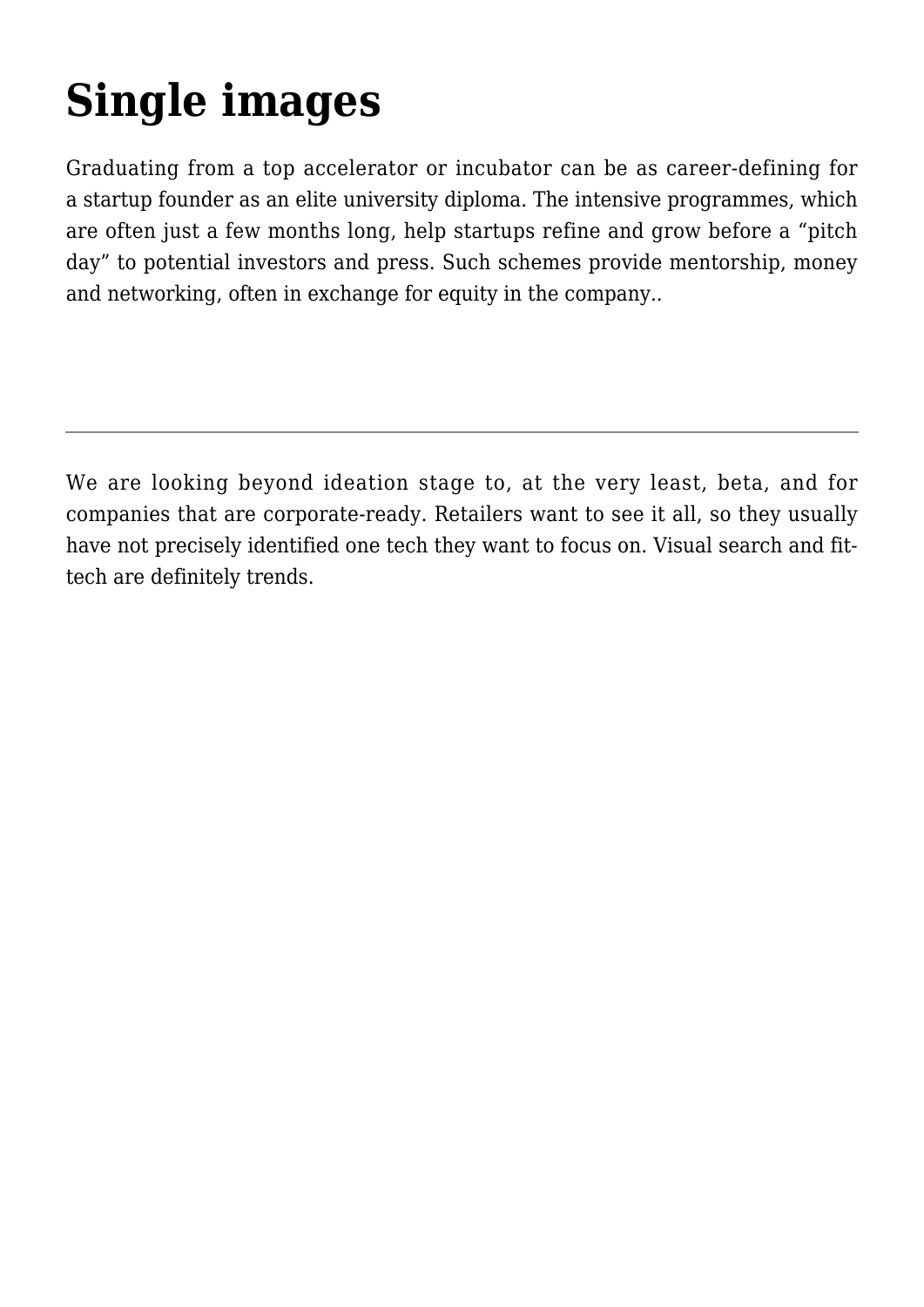# Single images

Graduating from a top accelerator or incubator can be as career-defining for a startup founder as an elite university diploma. The intensive programmes, which are often just a few months long, help startups refine and grow before a “pitch day” to potential investors and press. Such schemes provide mentorship, money and networking, often in exchange for equity in the company..

---

We are looking beyond ideation stage to, at the very least, beta, and for companies that are corporate-ready. Retailers want to see it all, so they usually have not precisely identified one tech they want to focus on. Visual search and fit-tech are definitely trends.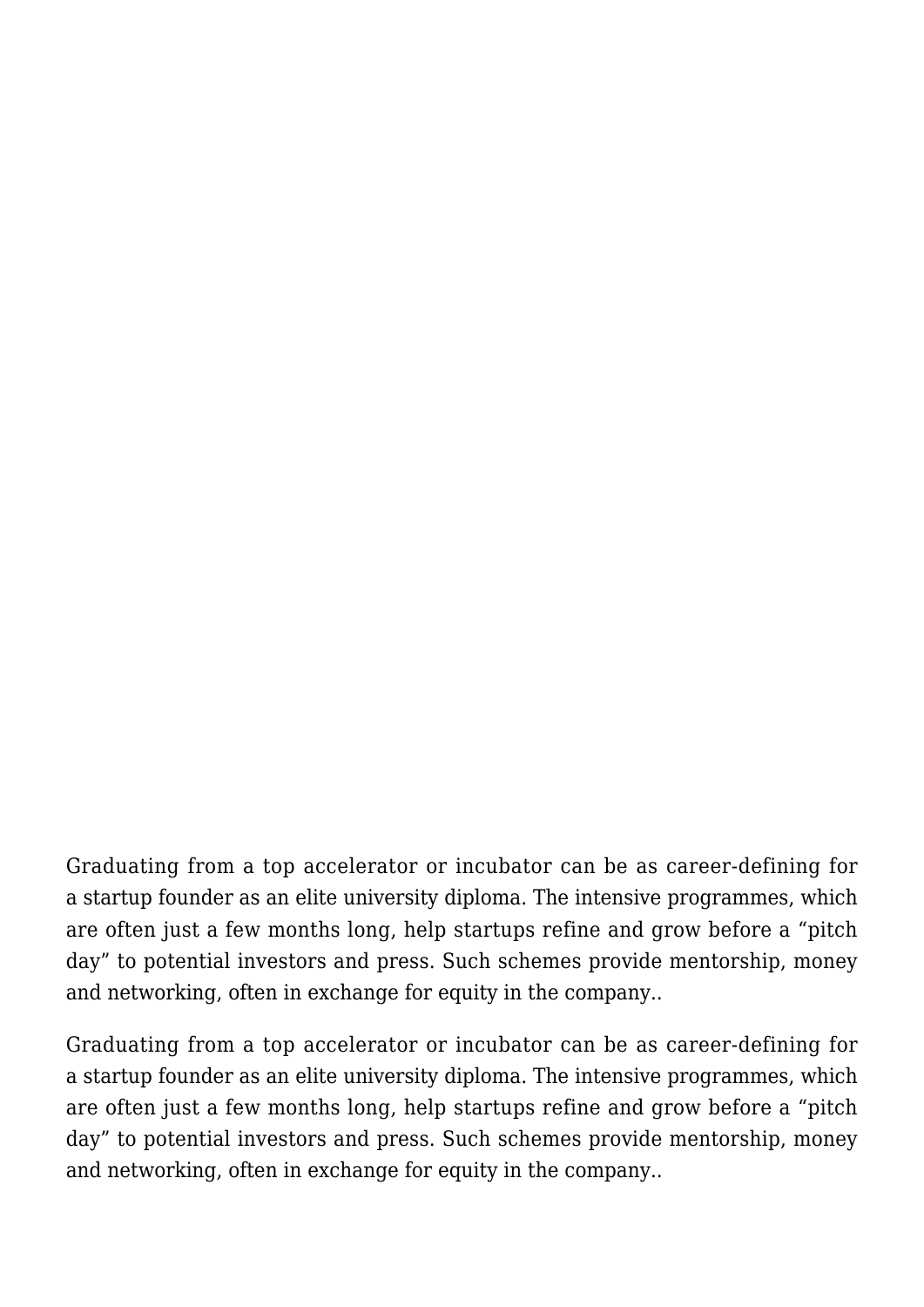Graduating from a top accelerator or incubator can be as career-defining for a startup founder as an elite university diploma. The intensive programmes, which are often just a few months long, help startups refine and grow before a “pitch day” to potential investors and press. Such schemes provide mentorship, money and networking, often in exchange for equity in the company..

Graduating from a top accelerator or incubator can be as career-defining for a startup founder as an elite university diploma. The intensive programmes, which are often just a few months long, help startups refine and grow before a “pitch day” to potential investors and press. Such schemes provide mentorship, money and networking, often in exchange for equity in the company..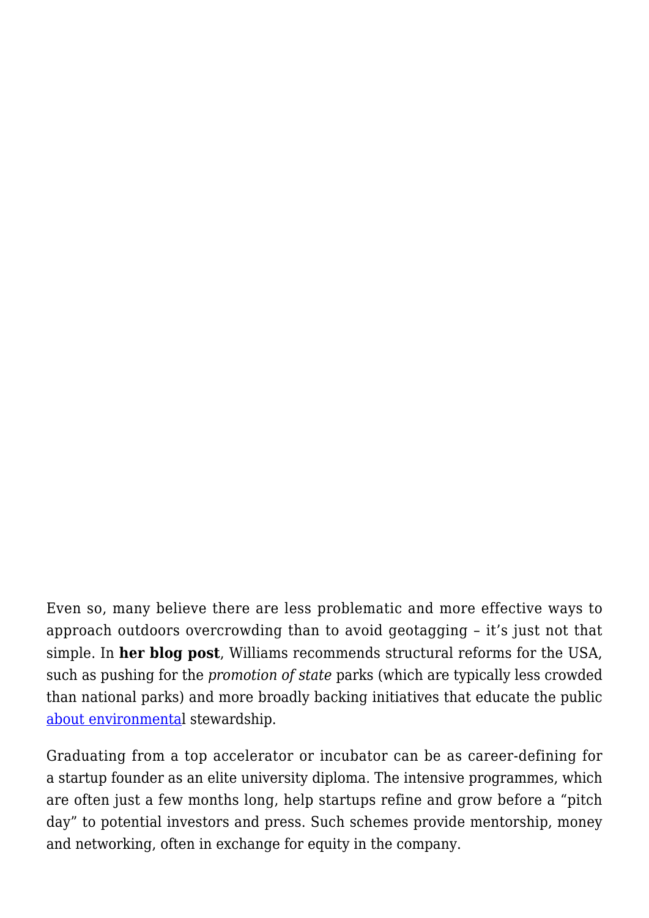Even so, many believe there are less problematic and more effective ways to approach outdoors overcrowding than to avoid geotagging – it's just not that simple. In **her blog post**, Williams recommends structural reforms for the USA, such as pushing for the *promotion of state* parks (which are typically less crowded than national parks) and more broadly backing initiatives that educate the public about environmental stewardship.

Graduating from a top accelerator or incubator can be as career-defining for a startup founder as an elite university diploma. The intensive programmes, which are often just a few months long, help startups refine and grow before a "pitch day" to potential investors and press. Such schemes provide mentorship, money and networking, often in exchange for equity in the company.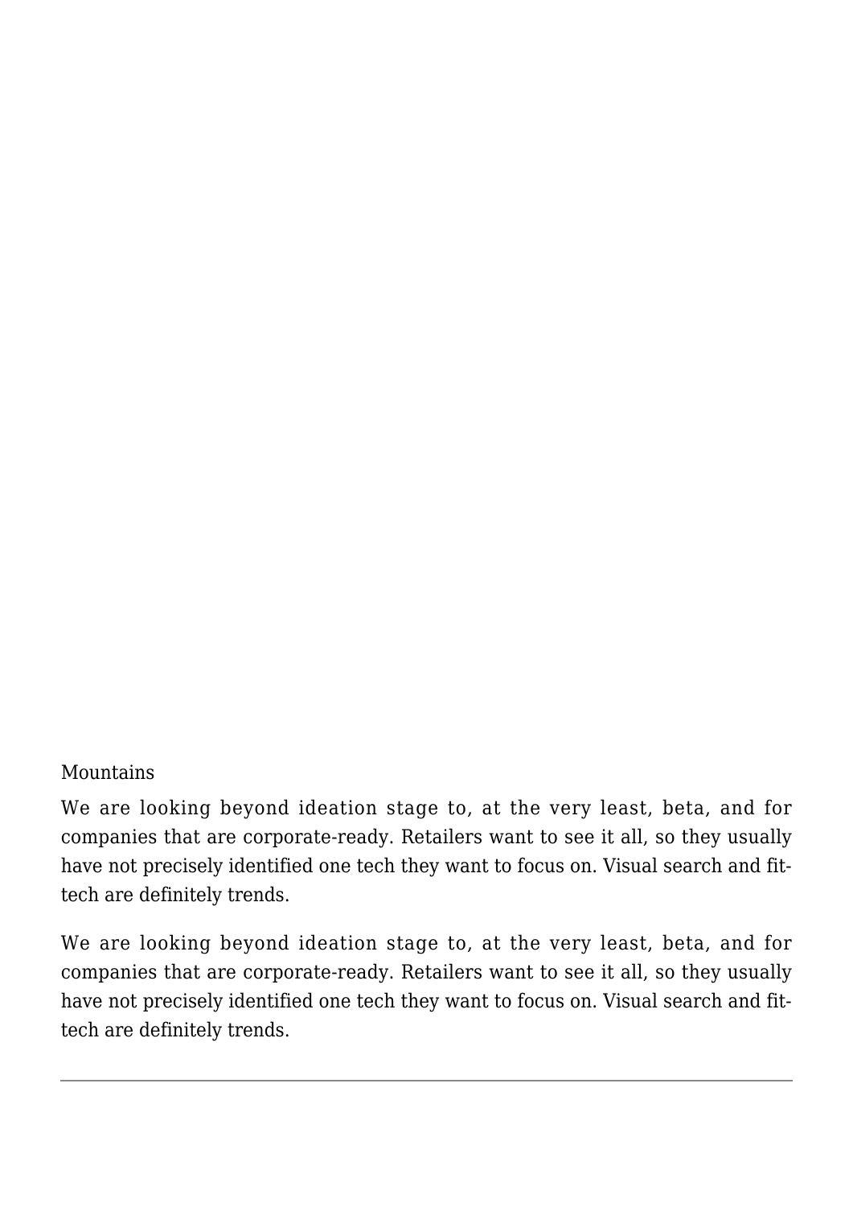Mountains

We are looking beyond ideation stage to, at the very least, beta, and for companies that are corporate-ready. Retailers want to see it all, so they usually have not precisely identified one tech they want to focus on. Visual search and fit-tech are definitely trends.

We are looking beyond ideation stage to, at the very least, beta, and for companies that are corporate-ready. Retailers want to see it all, so they usually have not precisely identified one tech they want to focus on. Visual search and fit-tech are definitely trends.

---